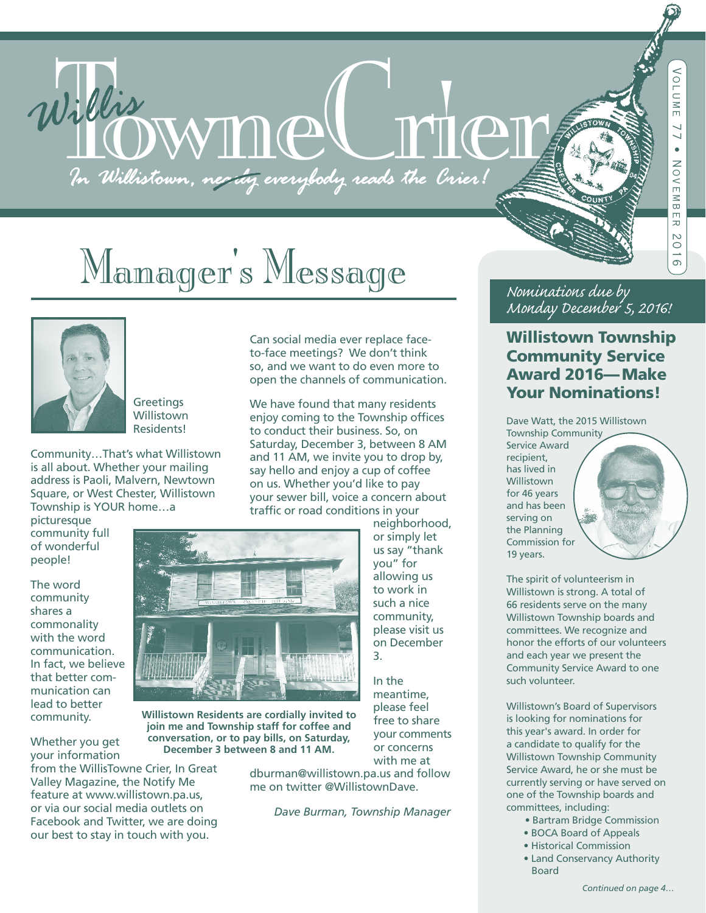# WillisTowne Crier

*In Willistown, nearly everybody reads the Crier!*

Volume 77 • November 2016

## Manager's Message

Greetings Willistown Residents!

Community…That's what Willistown is all about. Whether your mailing address is Paoli, Malvern, Newtown Square, or West Chester, Willistown Township is YOUR home…a picturesque community full of wonderful people!

The word community shares a commonality with the word communication. In fact, we believe that better communication can lead to better community.

Whether you get your information from the WillisTowne Crier, In Great Valley Magazine, the Notify Me feature at www.willistown.pa.us, or via our social media outlets on Facebook and Twitter, we are doing our best to stay in touch with you.

Can social media ever replace face-to-face meetings? We don't think so, and we want to do even more to open the channels of communication.

We have found that many residents enjoy coming to the Township offices to conduct their business. So, on Saturday, December 3, between 8 AM and 11 AM, we invite you to drop by, say hello and enjoy a cup of coffee on us. Whether you'd like to pay your sewer bill, voice a concern about traffic or road conditions in your neighborhood, or simply let us say "thank you" for allowing us to work in such a nice community, please visit us on December 3.

**Willistown Residents are cordially invited to join me and Township staff for coffee and conversation, or to pay bills, on Saturday, December 3 between 8 and 11 AM.**

In the meantime, please feel free to share your comments or concerns with me at dburman@willistown.pa.us and follow me on twitter @WillistownDave.

*Dave Burman, Township Manager*

*Nominations due by Monday December 5, 2016!*

## Willistown Township Community Service Award 2016—Make Your Nominations!

Dave Watt, the 2015 Willistown Township Community Service Award recipient, has lived in Willistown for 46 years and has been serving on the Planning Commission for 19 years.

The spirit of volunteerism in Willistown is strong. A total of 66 residents serve on the many Willistown Township boards and committees. We recognize and honor the efforts of our volunteers and each year we present the Community Service Award to one such volunteer.

Willistown's Board of Supervisors is looking for nominations for this year's award. In order for a candidate to qualify for the Willistown Township Community Service Award, he or she must be currently serving or have served on one of the Township boards and committees, including:

- Bartram Bridge Commission
- BOCA Board of Appeals
- Historical Commission
- Land Conservancy Authority Board

*Continued on page 4…*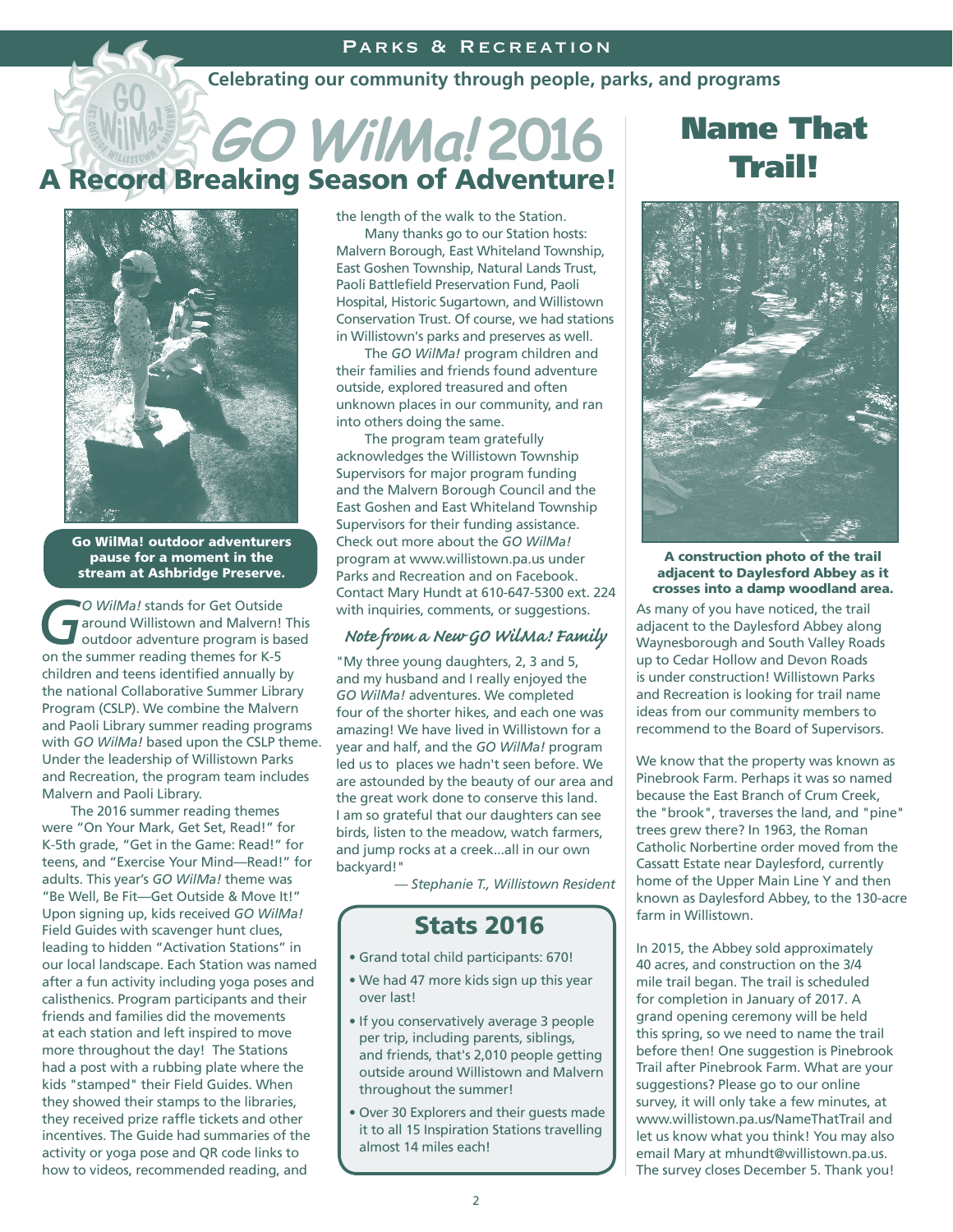# Parks & Recreation

**Celebrating our community through people, parks, and programs**

# *GO WilMa!* 2016
## A Record Breaking Season of Adventure!

**Go WilMa! outdoor adventurers pause for a moment in the stream at Ashbridge Preserve.**

*GO WilMa!* stands for Get Outside around Willistown and Malvern! This outdoor adventure program is based on the summer reading themes for K-5 children and teens identified annually by the national Collaborative Summer Library Program (CSLP). We combine the Malvern and Paoli Library summer reading programs with *GO WilMa!* based upon the CSLP theme. Under the leadership of Willistown Parks and Recreation, the program team includes Malvern and Paoli Library.

The 2016 summer reading themes were "On Your Mark, Get Set, Read!" for K-5th grade, "Get in the Game: Read!" for teens, and "Exercise Your Mind—Read!" for adults. This year's *GO WilMa!* theme was "Be Well, Be Fit—Get Outside & Move It!" Upon signing up, kids received *GO WilMa!* Field Guides with scavenger hunt clues, leading to hidden "Activation Stations" in our local landscape. Each Station was named after a fun activity including yoga poses and calisthenics. Program participants and their friends and families did the movements at each station and left inspired to move more throughout the day! The Stations had a post with a rubbing plate where the kids "stamped" their Field Guides. When they showed their stamps to the libraries, they received prize raffle tickets and other incentives. The Guide had summaries of the activity or yoga pose and QR code links to how to videos, recommended reading, and the length of the walk to the Station.

Many thanks go to our Station hosts: Malvern Borough, East Whiteland Township, East Goshen Township, Natural Lands Trust, Paoli Battlefield Preservation Fund, Paoli Hospital, Historic Sugartown, and Willistown Conservation Trust. Of course, we had stations in Willistown's parks and preserves as well.

The *GO WilMa!* program children and their families and friends found adventure outside, explored treasured and often unknown places in our community, and ran into others doing the same.

The program team gratefully acknowledges the Willistown Township Supervisors for major program funding and the Malvern Borough Council and the East Goshen and East Whiteland Township Supervisors for their funding assistance. Check out more about the *GO WilMa!* program at www.willistown.pa.us under Parks and Recreation and on Facebook. Contact Mary Hundt at 610-647-5300 ext. 224 with inquiries, comments, or suggestions.

### *Note from a New GO WilMa! Family*

"My three young daughters, 2, 3 and 5, and my husband and I really enjoyed the *GO WilMa!* adventures. We completed four of the shorter hikes, and each one was amazing! We have lived in Willistown for a year and half, and the *GO WilMa!* program led us to places we hadn't seen before. We are astounded by the beauty of our area and the great work done to conserve this land. I am so grateful that our daughters can see birds, listen to the meadow, watch farmers, and jump rocks at a creek...all in our own backyard!"

*— Stephanie T., Willistown Resident*

### Stats 2016

- Grand total child participants: 670!
- We had 47 more kids sign up this year over last!
- If you conservatively average 3 people per trip, including parents, siblings, and friends, that's 2,010 people getting outside around Willistown and Malvern throughout the summer!
- Over 30 Explorers and their guests made it to all 15 Inspiration Stations travelling almost 14 miles each!

# Name That Trail!

**A construction photo of the trail adjacent to Daylesford Abbey as it crosses into a damp woodland area.**

As many of you have noticed, the trail adjacent to the Daylesford Abbey along Waynesborough and South Valley Roads up to Cedar Hollow and Devon Roads is under construction! Willistown Parks and Recreation is looking for trail name ideas from our community members to recommend to the Board of Supervisors.

We know that the property was known as Pinebrook Farm. Perhaps it was so named because the East Branch of Crum Creek, the "brook", traverses the land, and "pine" trees grew there? In 1963, the Roman Catholic Norbertine order moved from the Cassatt Estate near Daylesford, currently home of the Upper Main Line Y and then known as Daylesford Abbey, to the 130-acre farm in Willistown.

In 2015, the Abbey sold approximately 40 acres, and construction on the 3/4 mile trail began. The trail is scheduled for completion in January of 2017. A grand opening ceremony will be held this spring, so we need to name the trail before then! One suggestion is Pinebrook Trail after Pinebrook Farm. What are your suggestions? Please go to our online survey, it will only take a few minutes, at www.willistown.pa.us/NameThatTrail and let us know what you think! You may also email Mary at mhundt@willistown.pa.us. The survey closes December 5. Thank you!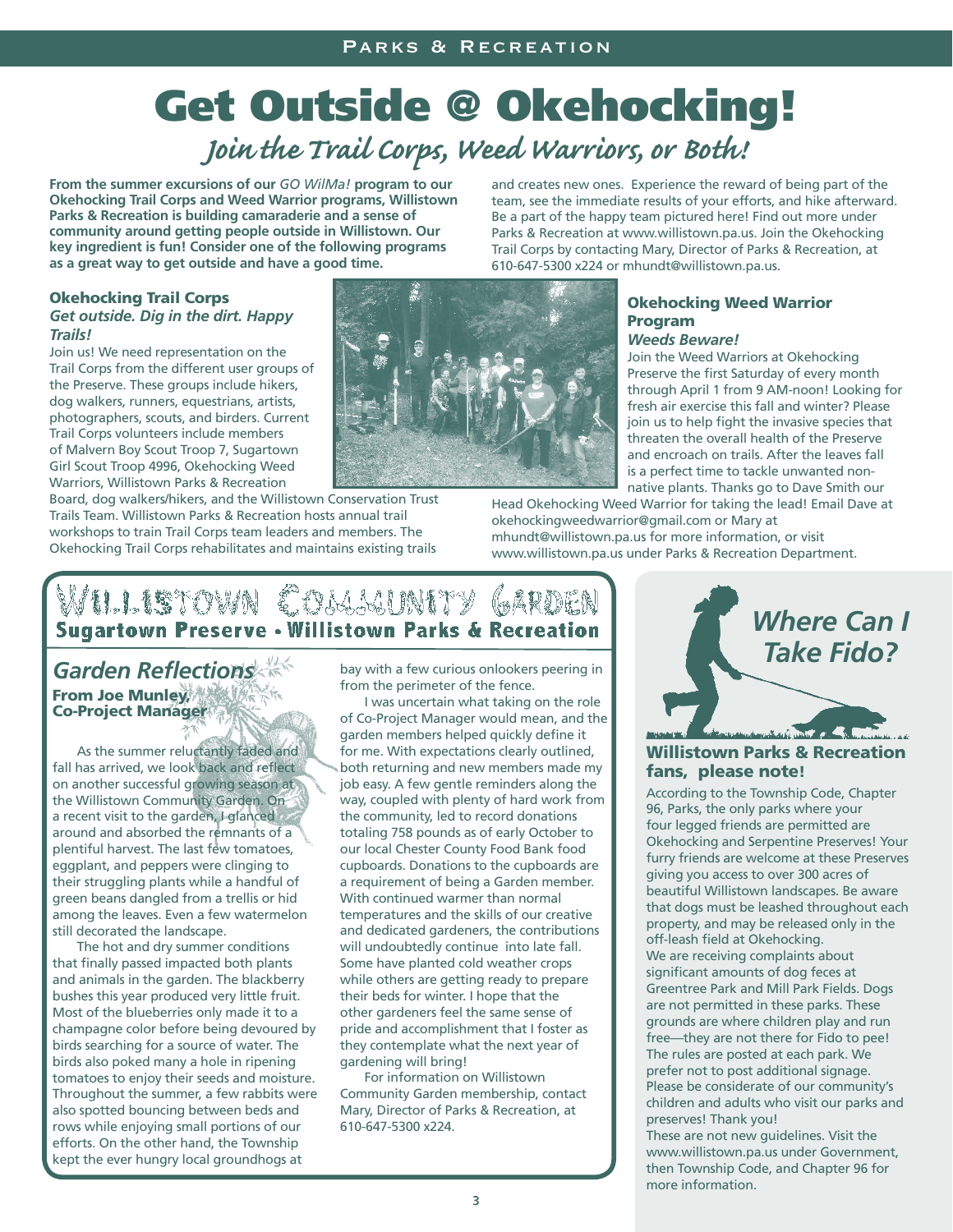# Get Outside @ Okehocking!

## Join the Trail Corps, Weed Warriors, or Both!

**From the summer excursions of our *GO WilMa!* program to our Okehocking Trail Corps and Weed Warrior programs, Willistown Parks & Recreation is building camaraderie and a sense of community around getting people outside in Willistown. Our key ingredient is fun! Consider one of the following programs as a great way to get outside and have a good time.**

### Okehocking Trail Corps

***Get outside. Dig in the dirt. Happy Trails!***

Join us! We need representation on the Trail Corps from the different user groups of the Preserve. These groups include hikers, dog walkers, runners, equestrians, artists, photographers, scouts, and birders. Current Trail Corps volunteers include members of Malvern Boy Scout Troop 7, Sugartown Girl Scout Troop 4996, Okehocking Weed Warriors, Willistown Parks & Recreation Board, dog walkers/hikers, and the Willistown Conservation Trust Trails Team. Willistown Parks & Recreation hosts annual trail workshops to train Trail Corps team leaders and members. The Okehocking Trail Corps rehabilitates and maintains existing trails and creates new ones. Experience the reward of being part of the team, see the immediate results of your efforts, and hike afterward. Be a part of the happy team pictured here! Find out more under Parks & Recreation at www.willistown.pa.us. Join the Okehocking Trail Corps by contacting Mary, Director of Parks & Recreation, at 610-647-5300 x224 or mhundt@willistown.pa.us.

### Okehocking Weed Warrior Program

***Weeds Beware!***

Join the Weed Warriors at Okehocking Preserve the first Saturday of every month through April 1 from 9 AM-noon! Looking for fresh air exercise this fall and winter? Please join us to help fight the invasive species that threaten the overall health of the Preserve and encroach on trails. After the leaves fall is a perfect time to tackle unwanted non-native plants. Thanks go to Dave Smith our Head Okehocking Weed Warrior for taking the lead! Email Dave at okehockingweedwarrior@gmail.com or Mary at mhundt@willistown.pa.us for more information, or visit www.willistown.pa.us under Parks & Recreation Department.

# Willistown Community Garden

**Sugartown Preserve • Willistown Parks & Recreation**

## Garden Reflections

**From Joe Munley, Co-Project Manager**

As the summer reluctantly faded and fall has arrived, we look back and reflect on another successful growing season at the Willistown Community Garden. On a recent visit to the garden, I glanced around and absorbed the remnants of a plentiful harvest. The last few tomatoes, eggplant, and peppers were clinging to their struggling plants while a handful of green beans dangled from a trellis or hid among the leaves. Even a few watermelon still decorated the landscape.

The hot and dry summer conditions that finally passed impacted both plants and animals in the garden. The blackberry bushes this year produced very little fruit. Most of the blueberries only made it to a champagne color before being devoured by birds searching for a source of water. The birds also poked many a hole in ripening tomatoes to enjoy their seeds and moisture. Throughout the summer, a few rabbits were also spotted bouncing between beds and rows while enjoying small portions of our efforts. On the other hand, the Township kept the ever hungry local groundhogs at bay with a few curious onlookers peering in from the perimeter of the fence.

I was uncertain what taking on the role of Co-Project Manager would mean, and the garden members helped quickly define it for me. With expectations clearly outlined, both returning and new members made my job easy. A few gentle reminders along the way, coupled with plenty of hard work from the community, led to record donations totaling 758 pounds as of early October to our local Chester County Food Bank food cupboards. Donations to the cupboards are a requirement of being a Garden member. With continued warmer than normal temperatures and the skills of our creative and dedicated gardeners, the contributions will undoubtedly continue into late fall. Some have planted cold weather crops while others are getting ready to prepare their beds for winter. I hope that the other gardeners feel the same sense of pride and accomplishment that I foster as they contemplate what the next year of gardening will bring!

For information on Willistown Community Garden membership, contact Mary, Director of Parks & Recreation, at 610-647-5300 x224.

## Where Can I Take Fido?

### Willistown Parks & Recreation fans, please note!

According to the Township Code, Chapter 96, Parks, the only parks where your four legged friends are permitted are Okehocking and Serpentine Preserves! Your furry friends are welcome at these Preserves giving you access to over 300 acres of beautiful Willistown landscapes. Be aware that dogs must be leashed throughout each property, and may be released only in the off-leash field at Okehocking.

We are receiving complaints about significant amounts of dog feces at Greentree Park and Mill Park Fields. Dogs are not permitted in these parks. These grounds are where children play and run free—they are not there for Fido to pee! The rules are posted at each park. We prefer not to post additional signage. Please be considerate of our community's children and adults who visit our parks and preserves! Thank you!

These are not new guidelines. Visit the www.willistown.pa.us under Government, then Township Code, and Chapter 96 for more information.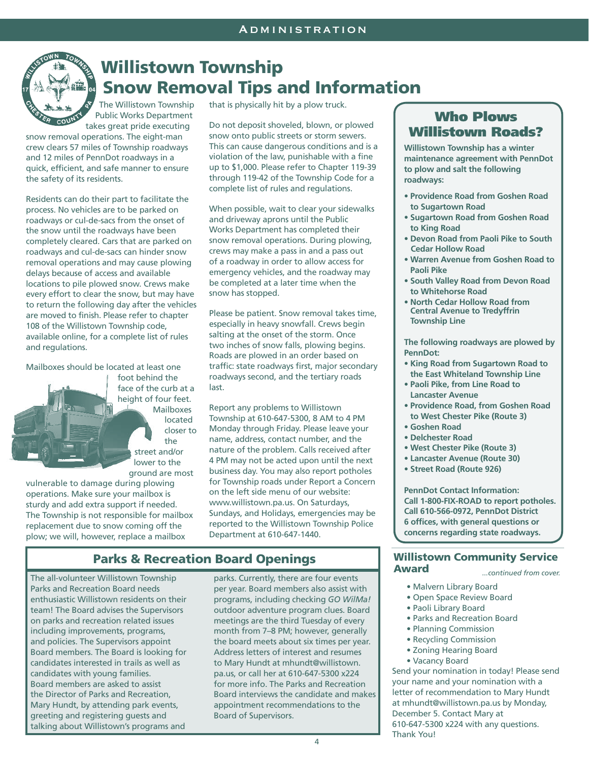# Willistown Township Snow Removal Tips and Information

The Willistown Township Public Works Department takes great pride executing snow removal operations. The eight-man crew clears 57 miles of Township roadways and 12 miles of PennDot roadways in a quick, efficient, and safe manner to ensure the safety of its residents.

Residents can do their part to facilitate the process. No vehicles are to be parked on roadways or cul-de-sacs from the onset of the snow until the roadways have been completely cleared. Cars that are parked on roadways and cul-de-sacs can hinder snow removal operations and may cause plowing delays because of access and available locations to pile plowed snow. Crews make every effort to clear the snow, but may have to return the following day after the vehicles are moved to finish. Please refer to chapter 108 of the Willistown Township code, available online, for a complete list of rules and regulations.

Mailboxes should be located at least one foot behind the face of the curb at a height of four feet. Mailboxes located closer to the street and/or lower to the ground are most vulnerable to damage during plowing operations. Make sure your mailbox is sturdy and add extra support if needed. The Township is not responsible for mailbox replacement due to snow coming off the plow; we will, however, replace a mailbox that is physically hit by a plow truck.

Do not deposit shoveled, blown, or plowed snow onto public streets or storm sewers. This can cause dangerous conditions and is a violation of the law, punishable with a fine up to $1,000. Please refer to Chapter 119-39 through 119-42 of the Township Code for a complete list of rules and regulations.

When possible, wait to clear your sidewalks and driveway aprons until the Public Works Department has completed their snow removal operations. During plowing, crews may make a pass in and a pass out of a roadway in order to allow access for emergency vehicles, and the roadway may be completed at a later time when the snow has stopped.

Please be patient. Snow removal takes time, especially in heavy snowfall. Crews begin salting at the onset of the storm. Once two inches of snow falls, plowing begins. Roads are plowed in an order based on traffic: state roadways first, major secondary roadways second, and the tertiary roads last.

Report any problems to Willistown Township at 610-647-5300, 8 AM to 4 PM Monday through Friday. Please leave your name, address, contact number, and the nature of the problem. Calls received after 4 PM may not be acted upon until the next business day. You may also report potholes for Township roads under Report a Concern on the left side menu of our website: www.willistown.pa.us. On Saturdays, Sundays, and Holidays, emergencies may be reported to the Willistown Township Police Department at 610-647-1440.

## Who Plows Willistown Roads?

**Willistown Township has a winter maintenance agreement with PennDot to plow and salt the following roadways:**

- **Providence Road from Goshen Road to Sugartown Road**
- **Sugartown Road from Goshen Road to King Road**
- **Devon Road from Paoli Pike to South Cedar Hollow Road**
- **Warren Avenue from Goshen Road to Paoli Pike**
- **South Valley Road from Devon Road to Whitehorse Road**
- **North Cedar Hollow Road from Central Avenue to Tredyffrin Township Line**

**The following roadways are plowed by PennDot:**

- **King Road from Sugartown Road to the East Whiteland Township Line**
- **Paoli Pike, from Line Road to Lancaster Avenue**
- **Providence Road, from Goshen Road to West Chester Pike (Route 3)**
- **Goshen Road**
- **Delchester Road**
- **West Chester Pike (Route 3)**
- **Lancaster Avenue (Route 30)**
- **Street Road (Route 926)**

**PennDot Contact Information: Call 1-800-FIX-ROAD to report potholes. Call 610-566-0972, PennDot District 6 offices, with general questions or concerns regarding state roadways.**

## Parks & Recreation Board Openings

The all-volunteer Willistown Township Parks and Recreation Board needs enthusiastic Willistown residents on their team! The Board advises the Supervisors on parks and recreation related issues including improvements, programs, and policies. The Supervisors appoint Board members. The Board is looking for candidates interested in trails as well as candidates with young families. Board members are asked to assist the Director of Parks and Recreation, Mary Hundt, by attending park events, greeting and registering guests and talking about Willistown's programs and parks. Currently, there are four events per year. Board members also assist with programs, including checking *GO WilMa!* outdoor adventure program clues. Board meetings are the third Tuesday of every month from 7–8 PM; however, generally the board meets about six times per year. Address letters of interest and resumes to Mary Hundt at mhundt@willistown.pa.us, or call her at 610-647-5300 x224 for more info. The Parks and Recreation Board interviews the candidate and makes appointment recommendations to the Board of Supervisors.

## Willistown Community Service Award

*...continued from cover.*

- Malvern Library Board
- Open Space Review Board
- Paoli Library Board
- Parks and Recreation Board
- Planning Commission
- Recycling Commission
- Zoning Hearing Board
- Vacancy Board

Send your nomination in today! Please send your name and your nomination with a letter of recommendation to Mary Hundt at mhundt@willistown.pa.us by Monday, December 5. Contact Mary at 610-647-5300 x224 with any questions. Thank You!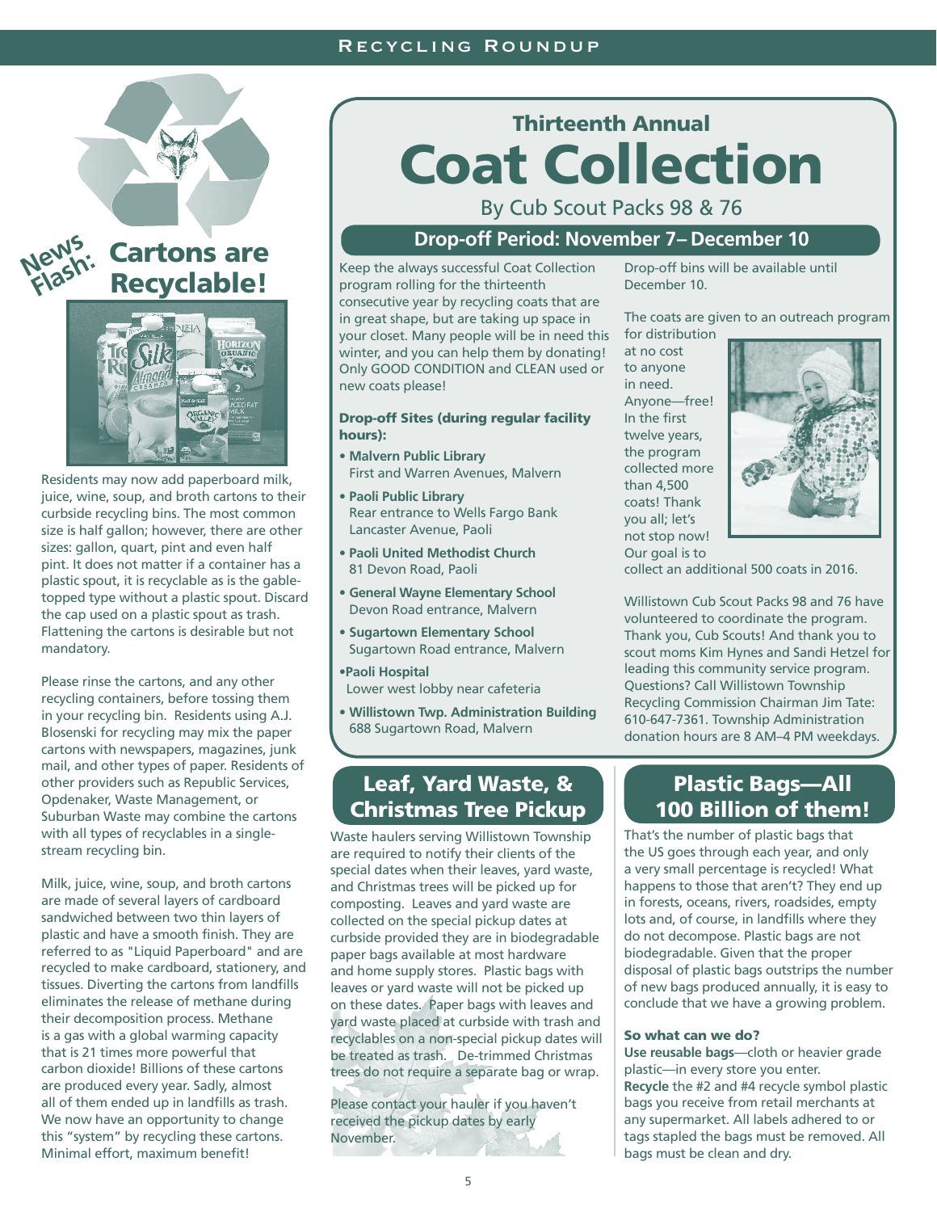## News Flash: Cartons are Recyclable!

Residents may now add paperboard milk, juice, wine, soup, and broth cartons to their curbside recycling bins. The most common size is half gallon; however, there are other sizes: gallon, quart, pint and even half pint. It does not matter if a container has a plastic spout, it is recyclable as is the gable-topped type without a plastic spout. Discard the cap used on a plastic spout as trash. Flattening the cartons is desirable but not mandatory.

Please rinse the cartons, and any other recycling containers, before tossing them in your recycling bin. Residents using A.J. Blosenski for recycling may mix the paper cartons with newspapers, magazines, junk mail, and other types of paper. Residents of other providers such as Republic Services, Opdenaker, Waste Management, or Suburban Waste may combine the cartons with all types of recyclables in a single-stream recycling bin.

Milk, juice, wine, soup, and broth cartons are made of several layers of cardboard sandwiched between two thin layers of plastic and have a smooth finish. They are referred to as "Liquid Paperboard" and are recycled to make cardboard, stationery, and tissues. Diverting the cartons from landfills eliminates the release of methane during their decomposition process. Methane is a gas with a global warming capacity that is 21 times more powerful that carbon dioxide! Billions of these cartons are produced every year. Sadly, almost all of them ended up in landfills as trash. We now have an opportunity to change this "system" by recycling these cartons. Minimal effort, maximum benefit!

## Thirteenth Annual Coat Collection

By Cub Scout Packs 98 & 76

### Drop-off Period: November 7– December 10

Keep the always successful Coat Collection program rolling for the thirteenth consecutive year by recycling coats that are in great shape, but are taking up space in your closet. Many people will be in need this winter, and you can help them by donating! Only GOOD CONDITION and CLEAN used or new coats please!

**Drop-off Sites (during regular facility hours):**

- **Malvern Public Library**
  First and Warren Avenues, Malvern
- **Paoli Public Library**
  Rear entrance to Wells Fargo Bank
  Lancaster Avenue, Paoli
- **Paoli United Methodist Church**
  81 Devon Road, Paoli
- **General Wayne Elementary School**
  Devon Road entrance, Malvern
- **Sugartown Elementary School**
  Sugartown Road entrance, Malvern
- **Paoli Hospital**
  Lower west lobby near cafeteria
- **Willistown Twp. Administration Building**
  688 Sugartown Road, Malvern

Drop-off bins will be available until December 10.

The coats are given to an outreach program for distribution at no cost to anyone in need. Anyone—free! In the first twelve years, the program collected more than 4,500 coats! Thank you all; let's not stop now! Our goal is to collect an additional 500 coats in 2016.

Willistown Cub Scout Packs 98 and 76 have volunteered to coordinate the program. Thank you, Cub Scouts! And thank you to scout moms Kim Hynes and Sandi Hetzel for leading this community service program. Questions? Call Willistown Township Recycling Commission Chairman Jim Tate: 610-647-7361. Township Administration donation hours are 8 AM–4 PM weekdays.

## Leaf, Yard Waste, & Christmas Tree Pickup

Waste haulers serving Willistown Township are required to notify their clients of the special dates when their leaves, yard waste, and Christmas trees will be picked up for composting. Leaves and yard waste are collected on the special pickup dates at curbside provided they are in biodegradable paper bags available at most hardware and home supply stores. Plastic bags with leaves or yard waste will not be picked up on these dates. Paper bags with leaves and yard waste placed at curbside with trash and recyclables on a non-special pickup dates will be treated as trash. De-trimmed Christmas trees do not require a separate bag or wrap.

Please contact your hauler if you haven't received the pickup dates by early November.

## Plastic Bags—All 100 Billion of them!

That's the number of plastic bags that the US goes through each year, and only a very small percentage is recycled! What happens to those that aren't? They end up in forests, oceans, rivers, roadsides, empty lots and, of course, in landfills where they do not decompose. Plastic bags are not biodegradable. Given that the proper disposal of plastic bags outstrips the number of new bags produced annually, it is easy to conclude that we have a growing problem.

**So what can we do?**

**Use reusable bags**—cloth or heavier grade plastic—in every store you enter.

**Recycle** the #2 and #4 recycle symbol plastic bags you receive from retail merchants at any supermarket. All labels adhered to or tags stapled the bags must be removed. All bags must be clean and dry.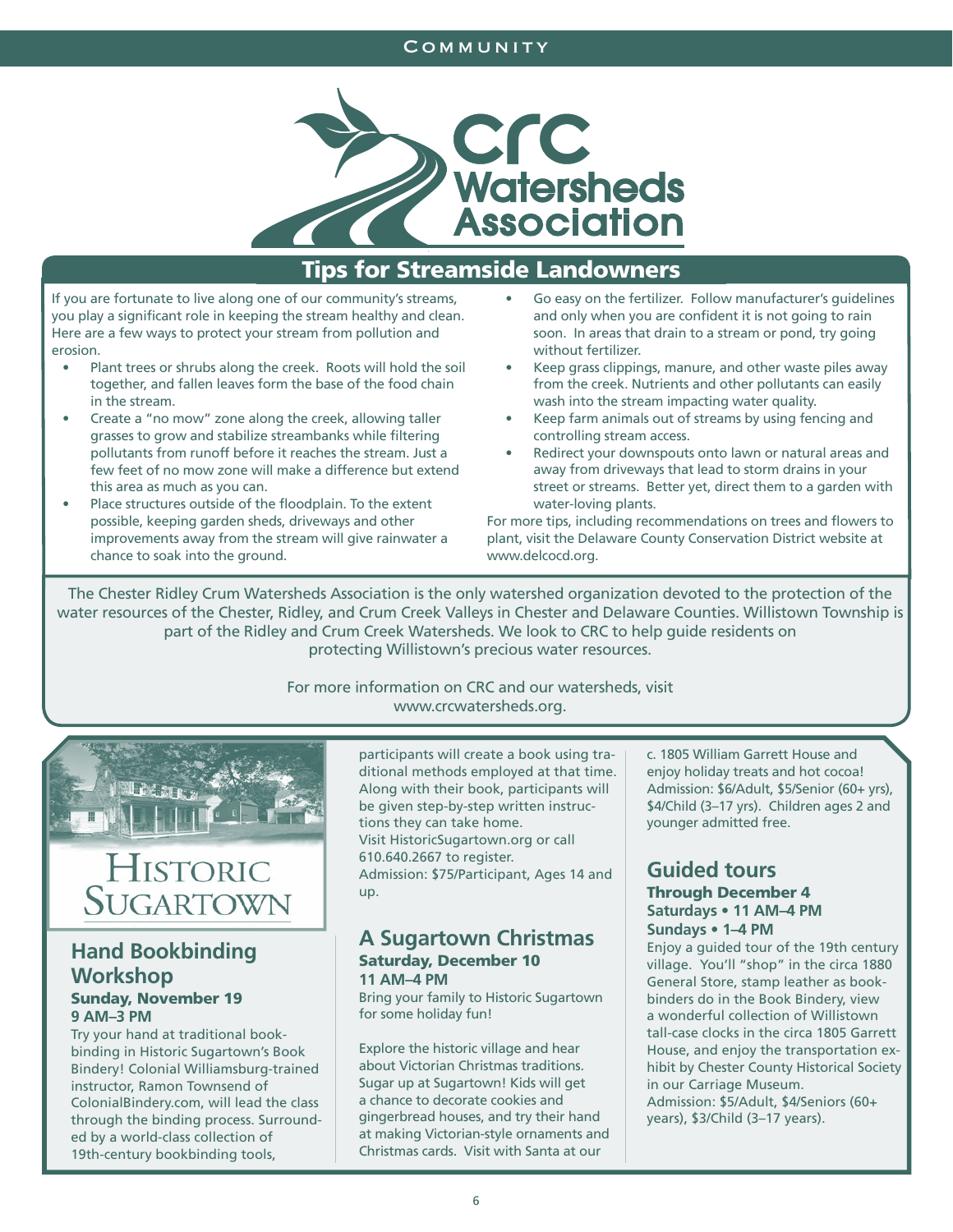# CRC Watersheds Association

## Tips for Streamside Landowners

If you are fortunate to live along one of our community's streams, you play a significant role in keeping the stream healthy and clean. Here are a few ways to protect your stream from pollution and erosion.

- Plant trees or shrubs along the creek. Roots will hold the soil together, and fallen leaves form the base of the food chain in the stream.
- Create a "no mow" zone along the creek, allowing taller grasses to grow and stabilize streambanks while filtering pollutants from runoff before it reaches the stream. Just a few feet of no mow zone will make a difference but extend this area as much as you can.
- Place structures outside of the floodplain. To the extent possible, keeping garden sheds, driveways and other improvements away from the stream will give rainwater a chance to soak into the ground.
- Go easy on the fertilizer. Follow manufacturer's guidelines and only when you are confident it is not going to rain soon. In areas that drain to a stream or pond, try going without fertilizer.
- Keep grass clippings, manure, and other waste piles away from the creek. Nutrients and other pollutants can easily wash into the stream impacting water quality.
- Keep farm animals out of streams by using fencing and controlling stream access.
- Redirect your downspouts onto lawn or natural areas and away from driveways that lead to storm drains in your street or streams. Better yet, direct them to a garden with water-loving plants.

For more tips, including recommendations on trees and flowers to plant, visit the Delaware County Conservation District website at www.delcocd.org.

The Chester Ridley Crum Watersheds Association is the only watershed organization devoted to the protection of the water resources of the Chester, Ridley, and Crum Creek Valleys in Chester and Delaware Counties. Willistown Township is part of the Ridley and Crum Creek Watersheds. We look to CRC to help guide residents on protecting Willistown's precious water resources.

For more information on CRC and our watersheds, visit www.crcwatersheds.org.

# Historic Sugartown

## Hand Bookbinding Workshop

**Sunday, November 19**
**9 AM–3 PM**

Try your hand at traditional bookbinding in Historic Sugartown's Book Bindery! Colonial Williamsburg-trained instructor, Ramon Townsend of ColonialBindery.com, will lead the class through the binding process. Surrounded by a world-class collection of 19th-century bookbinding tools, participants will create a book using traditional methods employed at that time. Along with their book, participants will be given step-by-step written instructions they can take home.
Visit HistoricSugartown.org or call 610.640.2667 to register.
Admission: $75/Participant, Ages 14 and up.

## A Sugartown Christmas

**Saturday, December 10**
**11 AM–4 PM**

Bring your family to Historic Sugartown for some holiday fun!

Explore the historic village and hear about Victorian Christmas traditions. Sugar up at Sugartown! Kids will get a chance to decorate cookies and gingerbread houses, and try their hand at making Victorian-style ornaments and Christmas cards. Visit with Santa at our c. 1805 William Garrett House and enjoy holiday treats and hot cocoa!
Admission: $6/Adult, $5/Senior (60+ yrs), $4/Child (3–17 yrs). Children ages 2 and younger admitted free.

## Guided tours

**Through December 4**
**Saturdays • 11 AM–4 PM**
**Sundays • 1–4 PM**

Enjoy a guided tour of the 19th century village. You'll "shop" in the circa 1880 General Store, stamp leather as bookbinders do in the Book Bindery, view a wonderful collection of Willistown tall-case clocks in the circa 1805 Garrett House, and enjoy the transportation exhibit by Chester County Historical Society in our Carriage Museum.
Admission: $5/Adult, $4/Seniors (60+ years), $3/Child (3–17 years).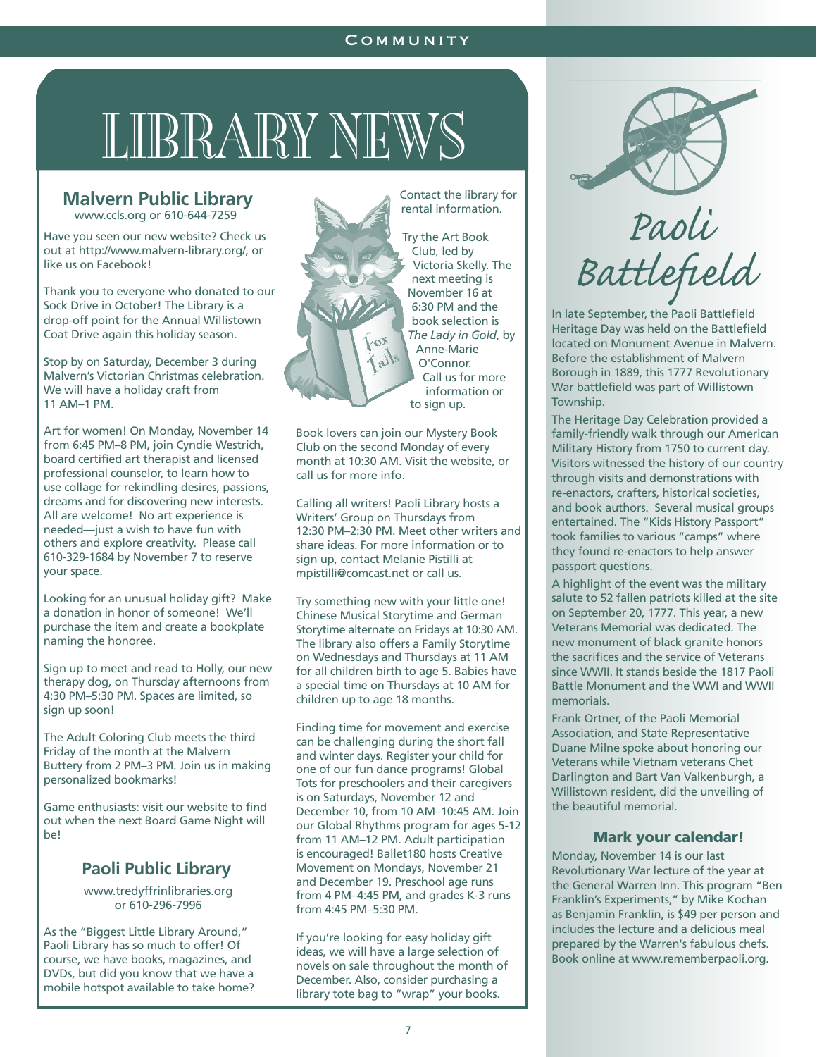# LIBRARY NEWS

## Malvern Public Library

www.ccls.org or 610-644-7259

Have you seen our new website? Check us out at http://www.malvern-library.org/, or like us on Facebook!

Thank you to everyone who donated to our Sock Drive in October! The Library is a drop-off point for the Annual Willistown Coat Drive again this holiday season.

Stop by on Saturday, December 3 during Malvern's Victorian Christmas celebration. We will have a holiday craft from 11 AM–1 PM.

Art for women! On Monday, November 14 from 6:45 PM–8 PM, join Cyndie Westrich, board certified art therapist and licensed professional counselor, to learn how to use collage for rekindling desires, passions, dreams and for discovering new interests. All are welcome! No art experience is needed—just a wish to have fun with others and explore creativity. Please call 610-329-1684 by November 7 to reserve your space.

Looking for an unusual holiday gift? Make a donation in honor of someone! We'll purchase the item and create a bookplate naming the honoree.

Sign up to meet and read to Holly, our new therapy dog, on Thursday afternoons from 4:30 PM–5:30 PM. Spaces are limited, so sign up soon!

The Adult Coloring Club meets the third Friday of the month at the Malvern Buttery from 2 PM–3 PM. Join us in making personalized bookmarks!

Game enthusiasts: visit our website to find out when the next Board Game Night will be!

## Paoli Public Library

www.tredyffrinlibraries.org or 610-296-7996

As the "Biggest Little Library Around," Paoli Library has so much to offer! Of course, we have books, magazines, and DVDs, but did you know that we have a mobile hotspot available to take home? Contact the library for rental information.

Fox Tails

Try the Art Book Club, led by Victoria Skelly. The next meeting is November 16 at 6:30 PM and the book selection is *The Lady in Gold*, by Anne-Marie O'Connor. Call us for more information or to sign up.

Book lovers can join our Mystery Book Club on the second Monday of every month at 10:30 AM. Visit the website, or call us for more info.

Calling all writers! Paoli Library hosts a Writers' Group on Thursdays from 12:30 PM–2:30 PM. Meet other writers and share ideas. For more information or to sign up, contact Melanie Pistilli at mpistilli@comcast.net or call us.

Try something new with your little one! Chinese Musical Storytime and German Storytime alternate on Fridays at 10:30 AM. The library also offers a Family Storytime on Wednesdays and Thursdays at 11 AM for all children birth to age 5. Babies have a special time on Thursdays at 10 AM for children up to age 18 months.

Finding time for movement and exercise can be challenging during the short fall and winter days. Register your child for one of our fun dance programs! Global Tots for preschoolers and their caregivers is on Saturdays, November 12 and December 10, from 10 AM–10:45 AM. Join our Global Rhythms program for ages 5-12 from 11 AM–12 PM. Adult participation is encouraged! Ballet180 hosts Creative Movement on Mondays, November 21 and December 19. Preschool age runs from 4 PM–4:45 PM, and grades K-3 runs from 4:45 PM–5:30 PM.

If you're looking for easy holiday gift ideas, we will have a large selection of novels on sale throughout the month of December. Also, consider purchasing a library tote bag to "wrap" your books.

# Paoli Battlefield

In late September, the Paoli Battlefield Heritage Day was held on the Battlefield located on Monument Avenue in Malvern. Before the establishment of Malvern Borough in 1889, this 1777 Revolutionary War battlefield was part of Willistown Township.

The Heritage Day Celebration provided a family-friendly walk through our American Military History from 1750 to current day. Visitors witnessed the history of our country through visits and demonstrations with re-enactors, crafters, historical societies, and book authors. Several musical groups entertained. The "Kids History Passport" took families to various "camps" where they found re-enactors to help answer passport questions.

A highlight of the event was the military salute to 52 fallen patriots killed at the site on September 20, 1777. This year, a new Veterans Memorial was dedicated. The new monument of black granite honors the sacrifices and the service of Veterans since WWII. It stands beside the 1817 Paoli Battle Monument and the WWI and WWII memorials.

Frank Ortner, of the Paoli Memorial Association, and State Representative Duane Milne spoke about honoring our Veterans while Vietnam veterans Chet Darlington and Bart Van Valkenburgh, a Willistown resident, did the unveiling of the beautiful memorial.

### Mark your calendar!

Monday, November 14 is our last Revolutionary War lecture of the year at the General Warren Inn. This program "Ben Franklin's Experiments," by Mike Kochan as Benjamin Franklin, is $49 per person and includes the lecture and a delicious meal prepared by the Warren's fabulous chefs. Book online at www.rememberpaoli.org.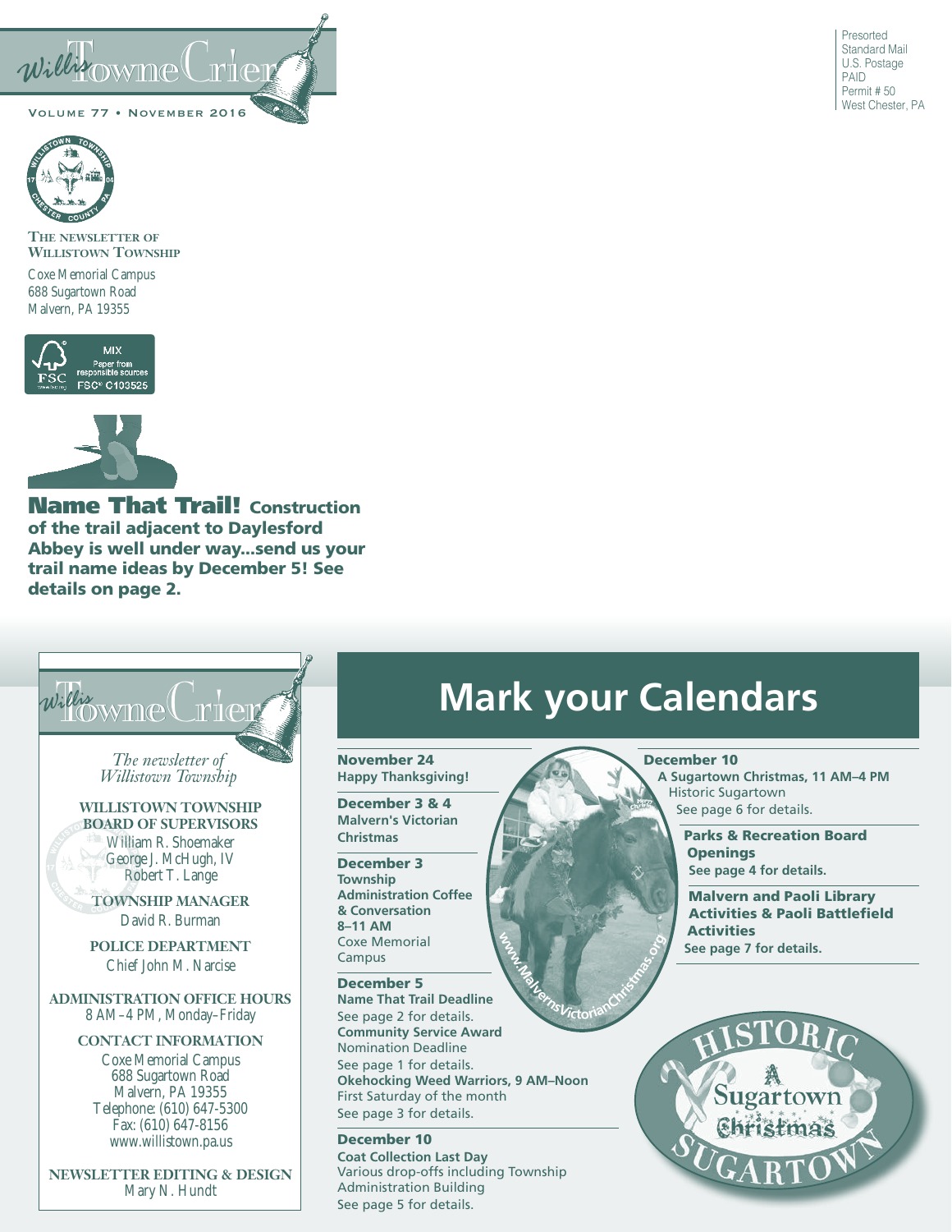# Willis Towne Crier

Volume 77 • November 2016

The newsletter of Willistown Township

Coxe Memorial Campus
688 Sugartown Road
Malvern, PA 19355

Presorted
Standard Mail
U.S. Postage
PAID
Permit # 50
West Chester, PA

MIX
Paper from responsible sources
FSC® C103525

**Name That Trail!** Construction of the trail adjacent to Daylesford Abbey is well under way...send us your trail name ideas by December 5! See details on page 2.

## Willis Towne Crier

*The newsletter of Willistown Township*

**WILLISTOWN TOWNSHIP BOARD OF SUPERVISORS**
William R. Shoemaker
George J. McHugh, IV
Robert T. Lange

**TOWNSHIP MANAGER**
David R. Burman

**POLICE DEPARTMENT**
Chief John M. Narcise

**ADMINISTRATION OFFICE HOURS**
8 AM–4 PM, Monday–Friday

**CONTACT INFORMATION**
Coxe Memorial Campus
688 Sugartown Road
Malvern, PA 19355
Telephone: (610) 647-5300
Fax: (610) 647-8156
www.willistown.pa.us

**NEWSLETTER EDITING & DESIGN**
Mary N. Hundt

# Mark your Calendars

**November 24**
**Happy Thanksgiving!**

**December 3 & 4**
**Malvern's Victorian Christmas**

www.MalvernsVictorianChristmas.org

**December 3**
**Township Administration Coffee & Conversation**
**8–11 AM**
Coxe Memorial Campus

**December 5**
**Name That Trail Deadline**
See page 2 for details.
**Community Service Award** Nomination Deadline
See page 1 for details.
**Okehocking Weed Warriors, 9 AM–Noon**
First Saturday of the month
See page 3 for details.

**December 10**
**Coat Collection Last Day**
Various drop-offs including Township Administration Building
See page 5 for details.

**December 10**
**A Sugartown Christmas, 11 AM–4 PM**
Historic Sugartown
See page 6 for details.

**Parks & Recreation Board Openings**
**See page 4 for details.**

**Malvern and Paoli Library Activities & Paoli Battlefield Activities**
**See page 7 for details.**

Historic Sugartown — A Sugartown Christmas